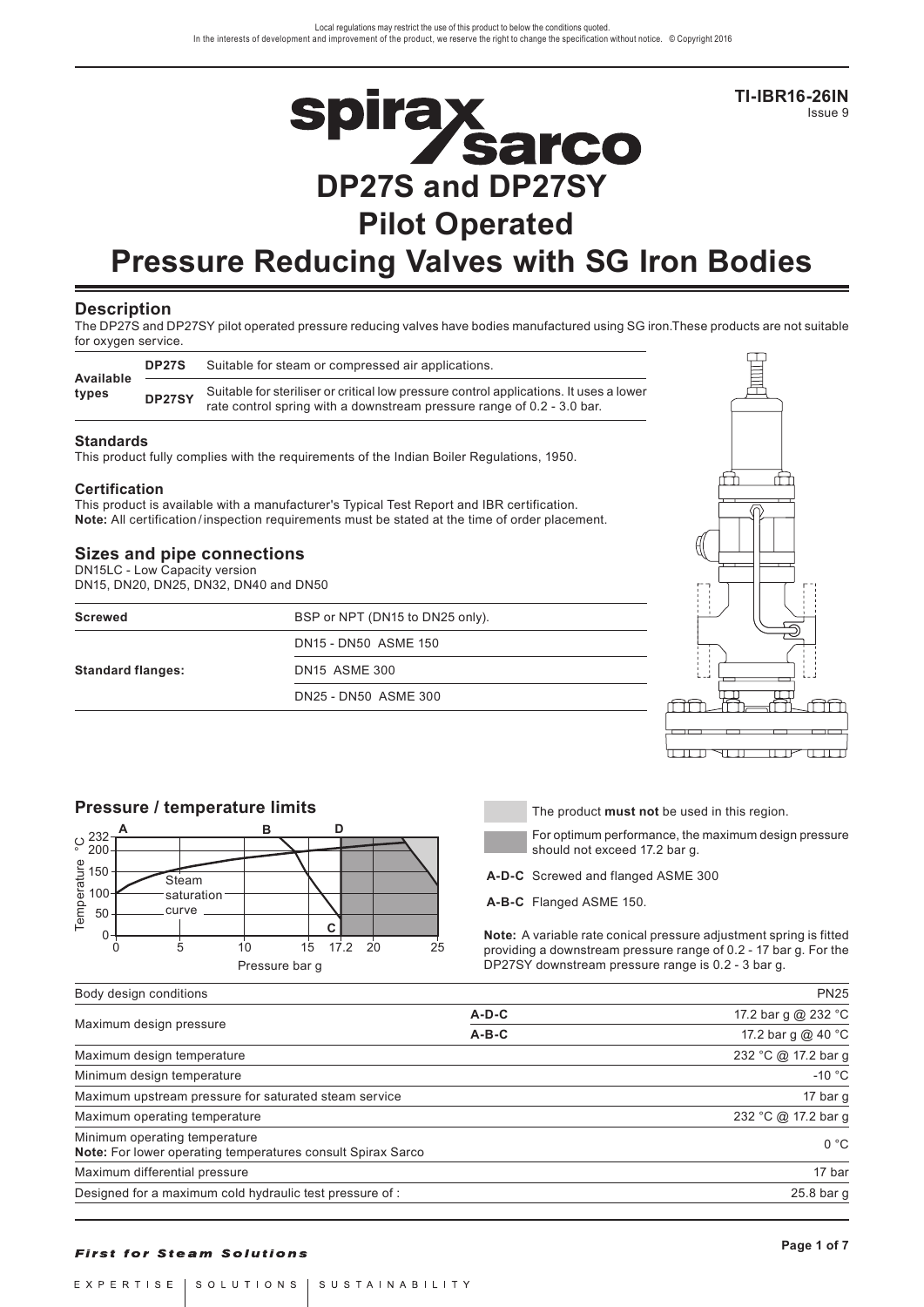Local regulations may restrict the use of this product to below the conditions quoted.
In the interests of development and improvement of the product, we reserve the right to change the specification without notice. © Copyright 2016

**TI-IBR16-26IN**
Issue 9

# DP27S and DP27SY Pilot Operated Pressure Reducing Valves with SG Iron Bodies

## Description

The DP27S and DP27SY pilot operated pressure reducing valves have bodies manufactured using SG iron.These products are not suitable for oxygen service.

| Available types | | |
|---|---|---|
| | **DP27S** | Suitable for steam or compressed air applications. |
| | **DP27SY** | Suitable for steriliser or critical low pressure control applications. It uses a lower rate control spring with a downstream pressure range of 0.2 - 3.0 bar. |

### Standards

This product fully complies with the requirements of the Indian Boiler Regulations, 1950.

### Certification

This product is available with a manufacturer's Typical Test Report and IBR certification.
**Note:** All certification / inspection requirements must be stated at the time of order placement.

## Sizes and pipe connections

DN15LC - Low Capacity version
DN15, DN20, DN25, DN32, DN40 and DN50

| | |
|---|---|
| **Screwed** | BSP or NPT (DN15 to DN25 only). |
| **Standard flanges:** | DN15 - DN50 ASME 150 |
| | DN15 ASME 300 |
| | DN25 - DN50 ASME 300 |

## Pressure / temperature limits

The product **must not** be used in this region.

For optimum performance, the maximum design pressure should not exceed 17.2 bar g.

**A-D-C** Screwed and flanged ASME 300

**A-B-C** Flanged ASME 150.

**Note:** A variable rate conical pressure adjustment spring is fitted providing a downstream pressure range of 0.2 - 17 bar g. For the DP27SY downstream pressure range is 0.2 - 3 bar g.

| | | |
|---|---|---|
| Body design conditions | | PN25 |
| Maximum design pressure | A-D-C | 17.2 bar g @ 232 °C |
| | A-B-C | 17.2 bar g @ 40 °C |
| Maximum design temperature | | 232 °C @ 17.2 bar g |
| Minimum design temperature | | -10 °C |
| Maximum upstream pressure for saturated steam service | | 17 bar g |
| Maximum operating temperature | | 232 °C @ 17.2 bar g |
| Minimum operating temperature<br>**Note:** For lower operating temperatures consult Spirax Sarco | | 0 °C |
| Maximum differential pressure | | 17 bar |
| Designed for a maximum cold hydraulic test pressure of : | | 25.8 bar g |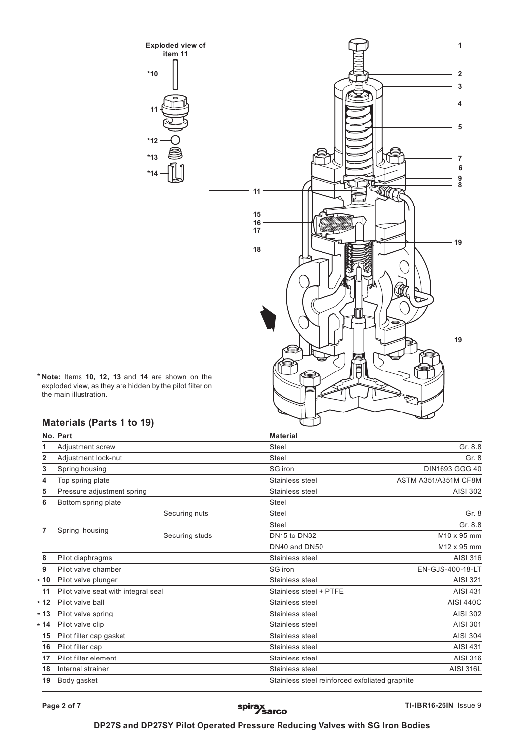Exploded view of item 11

\* **Note:** Items **10, 12, 13** and **14** are shown on the exploded view, as they are hidden by the pilot filter on the main illustration.

## Materials (Parts 1 to 19)

| No. | Part | | Material | |
|---|---|---|---|---|
| 1 | Adjustment screw | | Steel | Gr. 8.8 |
| 2 | Adjustment lock-nut | | Steel | Gr. 8 |
| 3 | Spring housing | | SG iron | DIN1693 GGG 40 |
| 4 | Top spring plate | | Stainless steel | ASTM A351/A351M CF8M |
| 5 | Pressure adjustment spring | | Stainless steel | AISI 302 |
| 6 | Bottom spring plate | | Steel | |
| 7 | Spring housing | Securing nuts | Steel | Gr. 8 |
| | | Securing studs | Steel | Gr. 8.8 |
| | | | DN15 to DN32 | M10 x 95 mm |
| | | | DN40 and DN50 | M12 x 95 mm |
| 8 | Pilot diaphragms | | Stainless steel | AISI 316 |
| 9 | Pilot valve chamber | | SG iron | EN-GJS-400-18-LT |
| * 10 | Pilot valve plunger | | Stainless steel | AISI 321 |
| 11 | Pilot valve seat with integral seal | | Stainless steel + PTFE | AISI 431 |
| * 12 | Pilot valve ball | | Stainless steel | AISI 440C |
| * 13 | Pilot valve spring | | Stainless steel | AISI 302 |
| * 14 | Pilot valve clip | | Stainless steel | AISI 301 |
| 15 | Pilot filter cap gasket | | Stainless steel | AISI 304 |
| 16 | Pilot filter cap | | Stainless steel | AISI 431 |
| 17 | Pilot filter element | | Stainless steel | AISI 316 |
| 18 | Internal strainer | | Stainless steel | AISI 316L |
| 19 | Body gasket | | Stainless steel reinforced exfoliated graphite | |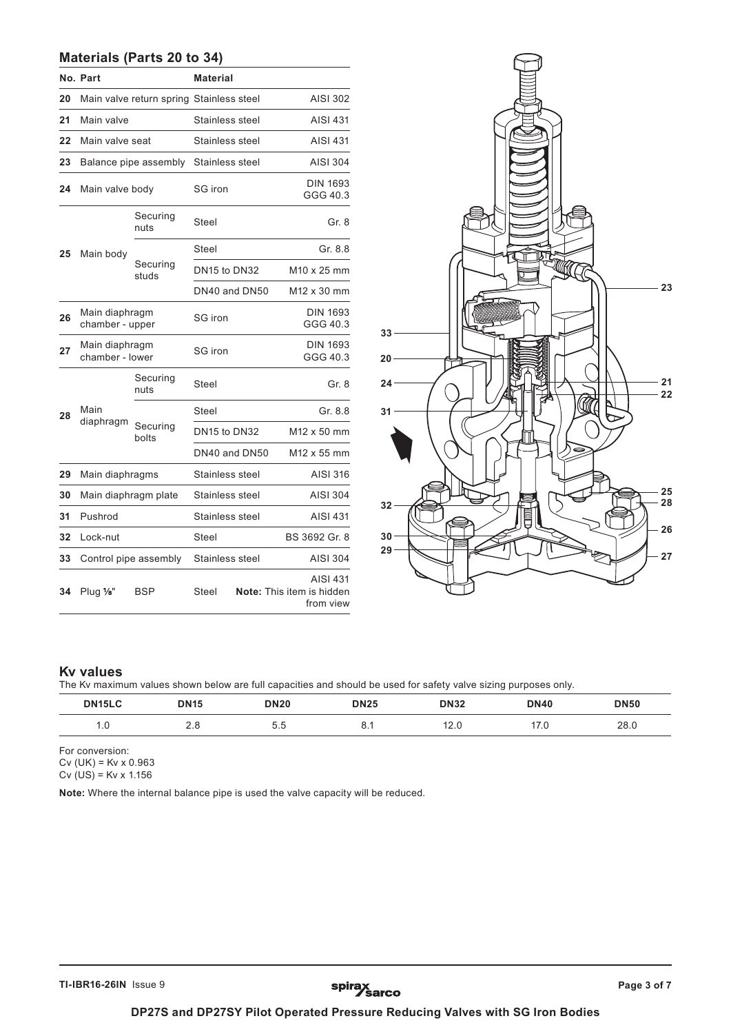## Materials (Parts 20 to 34)

| No. | Part | | Material | |
|---|---|---|---|---|
| 20 | Main valve return spring | | Stainless steel | AISI 302 |
| 21 | Main valve | | Stainless steel | AISI 431 |
| 22 | Main valve seat | | Stainless steel | AISI 431 |
| 23 | Balance pipe assembly | | Stainless steel | AISI 304 |
| 24 | Main valve body | | SG iron | DIN 1693 GGG 40.3 |
| 25 | Main body | Securing nuts | Steel | Gr. 8 |
| | | Securing studs | Steel | Gr. 8.8 |
| | | | DN15 to DN32 | M10 x 25 mm |
| | | | DN40 and DN50 | M12 x 30 mm |
| 26 | Main diaphragm chamber - upper | | SG iron | DIN 1693 GGG 40.3 |
| 27 | Main diaphragm chamber - lower | | SG iron | DIN 1693 GGG 40.3 |
| 28 | Main diaphragm | Securing nuts | Steel | Gr. 8 |
| | | Securing bolts | Steel | Gr. 8.8 |
| | | | DN15 to DN32 | M12 x 50 mm |
| | | | DN40 and DN50 | M12 x 55 mm |
| 29 | Main diaphragms | | Stainless steel | AISI 316 |
| 30 | Main diaphragm plate | | Stainless steel | AISI 304 |
| 31 | Pushrod | | Stainless steel | AISI 431 |
| 32 | Lock-nut | | Steel | BS 3692 Gr. 8 |
| 33 | Control pipe assembly | | Stainless steel | AISI 304 |
| 34 | Plug ⅛" | BSP | Steel | AISI 431 **Note:** This item is hidden from view |

## Kv values

The Kv maximum values shown below are full capacities and should be used for safety valve sizing purposes only.

| DN15LC | DN15 | DN20 | DN25 | DN32 | DN40 | DN50 |
|---|---|---|---|---|---|---|
| 1.0 | 2.8 | 5.5 | 8.1 | 12.0 | 17.0 | 28.0 |

For conversion:
Cv (UK) = Kv x 0.963
Cv (US) = Kv x 1.156

**Note:** Where the internal balance pipe is used the valve capacity will be reduced.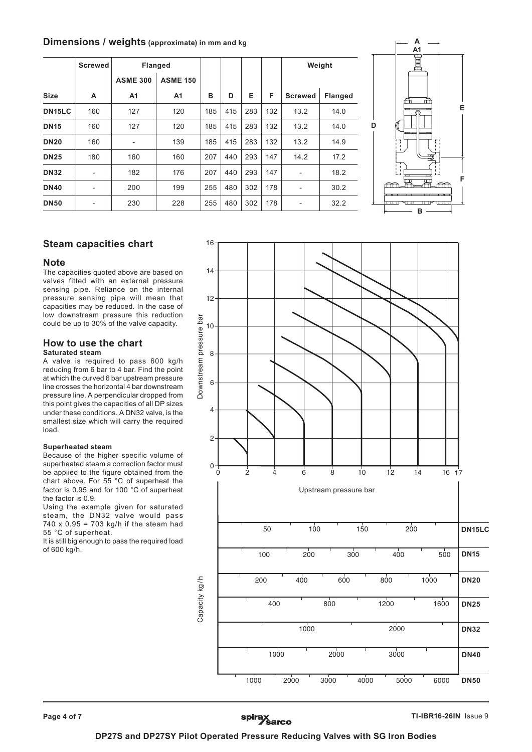## Dimensions / weights (approximate) in mm and kg

| | Screwed | Flanged | | | | | | Weight | |
|---|---|---|---|---|---|---|---|---|---|
| | | ASME 300 | ASME 150 | | | | | | |
| **Size** | **A** | **A1** | **A1** | **B** | **D** | **E** | **F** | **Screwed** | **Flanged** |
| **DN15LC** | 160 | 127 | 120 | 185 | 415 | 283 | 132 | 13.2 | 14.0 |
| **DN15** | 160 | 127 | 120 | 185 | 415 | 283 | 132 | 13.2 | 14.0 |
| **DN20** | 160 | - | 139 | 185 | 415 | 283 | 132 | 13.2 | 14.9 |
| **DN25** | 180 | 160 | 160 | 207 | 440 | 293 | 147 | 14.2 | 17.2 |
| **DN32** | - | 182 | 176 | 207 | 440 | 293 | 147 | - | 18.2 |
| **DN40** | - | 200 | 199 | 255 | 480 | 302 | 178 | - | 30.2 |
| **DN50** | - | 230 | 228 | 255 | 480 | 302 | 178 | - | 32.2 |

## Steam capacities chart

### Note

The capacities quoted above are based on valves fitted with an external pressure sensing pipe. Reliance on the internal pressure sensing pipe will mean that capacities may be reduced. In the case of low downstream pressure this reduction could be up to 30% of the valve capacity.

### How to use the chart

**Saturated steam**

A valve is required to pass 600 kg/h reducing from 6 bar to 4 bar. Find the point at which the curved 6 bar upstream pressure line crosses the horizontal 4 bar downstream pressure line. A perpendicular dropped from this point gives the capacities of all DP sizes under these conditions. A DN32 valve, is the smallest size which will carry the required load.

**Superheated steam**

Because of the higher specific volume of superheated steam a correction factor must be applied to the figure obtained from the chart above. For 55 °C of superheat the factor is 0.95 and for 100 °C of superheat the factor is 0.9.

Using the example given for saturated steam, the DN32 valve would pass 740 x 0.95 = 703 kg/h if the steam had 55 °C of superheat.

It is still big enough to pass the required load of 600 kg/h.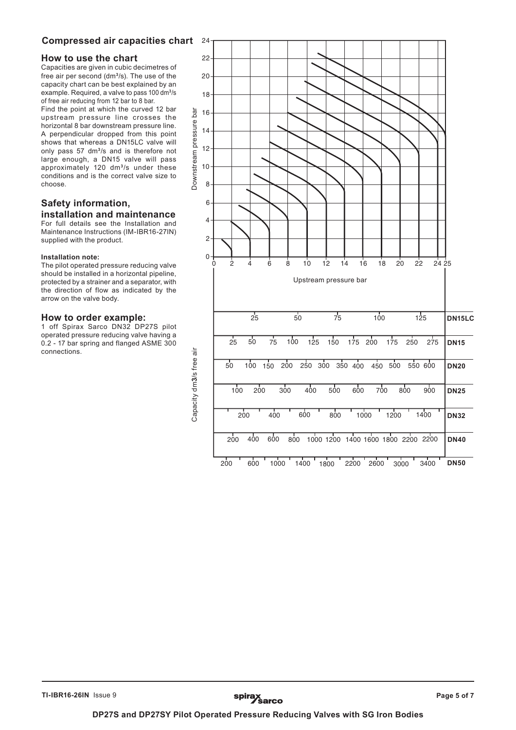## Compressed air capacities chart

### How to use the chart

Capacities are given in cubic decimetres of free air per second (dm³/s). The use of the capacity chart can be best explained by an example. Required, a valve to pass 100 dm³/s of free air reducing from 12 bar to 8 bar.

Find the point at which the curved 12 bar upstream pressure line crosses the horizontal 8 bar downstream pressure line. A perpendicular dropped from this point shows that whereas a DN15LC valve will only pass 57 dm³/s and is therefore not large enough, a DN15 valve will pass approximately 120 dm³/s under these conditions and is the correct valve size to choose.

### Safety information, installation and maintenance

For full details see the Installation and Maintenance Instructions (IM-IBR16-27IN) supplied with the product.

#### Installation note:

The pilot operated pressure reducing valve should be installed in a horizontal pipeline, protected by a strainer and a separator, with the direction of flow as indicated by the arrow on the valve body.

### How to order example:

1 off Spirax Sarco DN32 DP27S pilot operated pressure reducing valve having a 0.2 - 17 bar spring and flanged ASME 300 connections.

Downstream pressure bar (0 – 24) vs Upstream pressure bar (0 – 25)

Capacity dm3/s free air

| Size | Scale |
|---|---|
| DN15LC | 25, 50, 75, 100, 125 |
| DN15 | 25, 50, 75, 100, 125, 150, 175, 200, 175, 250, 275 |
| DN20 | 50, 100, 150, 200, 250, 300, 350, 400, 450, 500, 550, 600 |
| DN25 | 100, 200, 300, 400, 500, 600, 700, 800, 900 |
| DN32 | 200, 400, 600, 800, 1000, 1200, 1400 |
| DN40 | 200, 400, 600, 800, 1000, 1200, 1400, 1600, 1800, 2200, 2200 |
| DN50 | 200, 600, 1000, 1400, 1800, 2200, 2600, 3000, 3400 |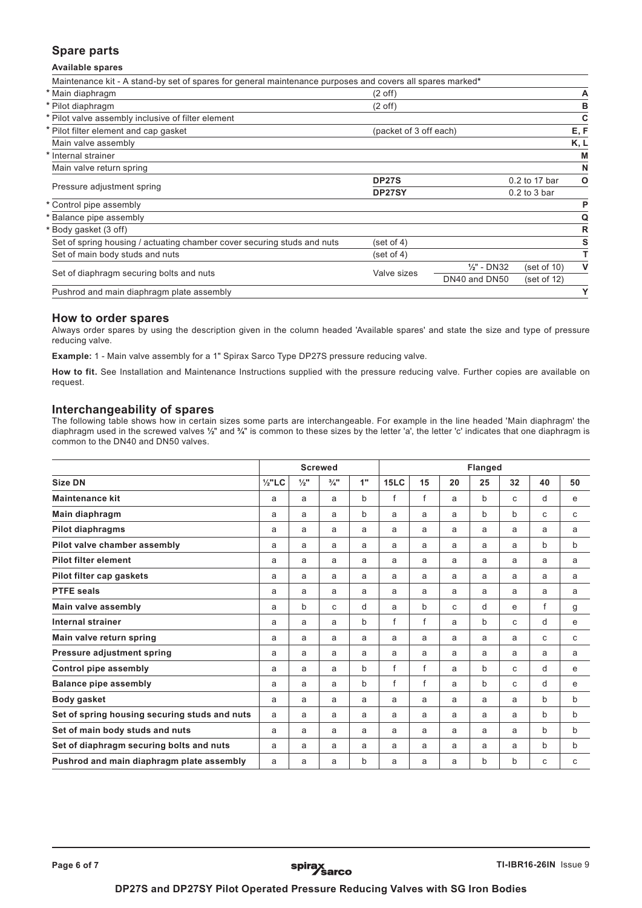## Spare parts

**Available spares**

| Maintenance kit - A stand-by set of spares for general maintenance purposes and covers all spares marked* | | | | |
|---|---|---|---|---|
| * Main diaphragm | (2 off) | | | A |
| * Pilot diaphragm | (2 off) | | | B |
| * Pilot valve assembly inclusive of filter element | | | | C |
| * Pilot filter element and cap gasket | (packet of 3 off each) | | | E, F |
| Main valve assembly | | | | K, L |
| * Internal strainer | | | | M |
| Main valve return spring | | | | N |
| Pressure adjustment spring | DP27S | | 0.2 to 17 bar | O |
| | DP27SY | | 0.2 to 3 bar | |
| * Control pipe assembly | | | | P |
| * Balance pipe assembly | | | | Q |
| * Body gasket (3 off) | | | | R |
| Set of spring housing / actuating chamber cover securing studs and nuts | (set of 4) | | | S |
| Set of main body studs and nuts | (set of 4) | | | T |
| Set of diaphragm securing bolts and nuts | Valve sizes | ½" - DN32 | (set of 10) | V |
| | | DN40 and DN50 | (set of 12) | |
| Pushrod and main diaphragm plate assembly | | | | Y |

## How to order spares

Always order spares by using the description given in the column headed 'Available spares' and state the size and type of pressure reducing valve.

**Example:** 1 - Main valve assembly for a 1" Spirax Sarco Type DP27S pressure reducing valve.

**How to fit.** See Installation and Maintenance Instructions supplied with the pressure reducing valve. Further copies are available on request.

## Interchangeability of spares

The following table shows how in certain sizes some parts are interchangeable. For example in the line headed 'Main diaphragm' the diaphragm used in the screwed valves ½" and ¾" is common to these sizes by the letter 'a', the letter 'c' indicates that one diaphragm is common to the DN40 and DN50 valves.

| | Screwed | | | | Flanged | | | | | | |
|---|---|---|---|---|---|---|---|---|---|---|---|
| **Size DN** | ½"LC | ½" | ¾" | 1" | 15LC | 15 | 20 | 25 | 32 | 40 | 50 |
| **Maintenance kit** | a | a | a | b | f | f | a | b | c | d | e |
| **Main diaphragm** | a | a | a | b | a | a | a | b | b | c | c |
| **Pilot diaphragms** | a | a | a | a | a | a | a | a | a | a | a |
| **Pilot valve chamber assembly** | a | a | a | a | a | a | a | a | a | b | b |
| **Pilot filter element** | a | a | a | a | a | a | a | a | a | a | a |
| **Pilot filter cap gaskets** | a | a | a | a | a | a | a | a | a | a | a |
| **PTFE seals** | a | a | a | a | a | a | a | a | a | a | a |
| **Main valve assembly** | a | b | c | d | a | b | c | d | e | f | g |
| **Internal strainer** | a | a | a | b | f | f | a | b | c | d | e |
| **Main valve return spring** | a | a | a | a | a | a | a | a | a | c | c |
| **Pressure adjustment spring** | a | a | a | a | a | a | a | a | a | a | a |
| **Control pipe assembly** | a | a | a | b | f | f | a | b | c | d | e |
| **Balance pipe assembly** | a | a | a | b | f | f | a | b | c | d | e |
| **Body gasket** | a | a | a | a | a | a | a | a | a | b | b |
| **Set of spring housing securing studs and nuts** | a | a | a | a | a | a | a | a | a | b | b |
| **Set of main body studs and nuts** | a | a | a | a | a | a | a | a | a | b | b |
| **Set of diaphragm securing bolts and nuts** | a | a | a | a | a | a | a | a | a | b | b |
| **Pushrod and main diaphragm plate assembly** | a | a | a | b | a | a | a | b | b | c | c |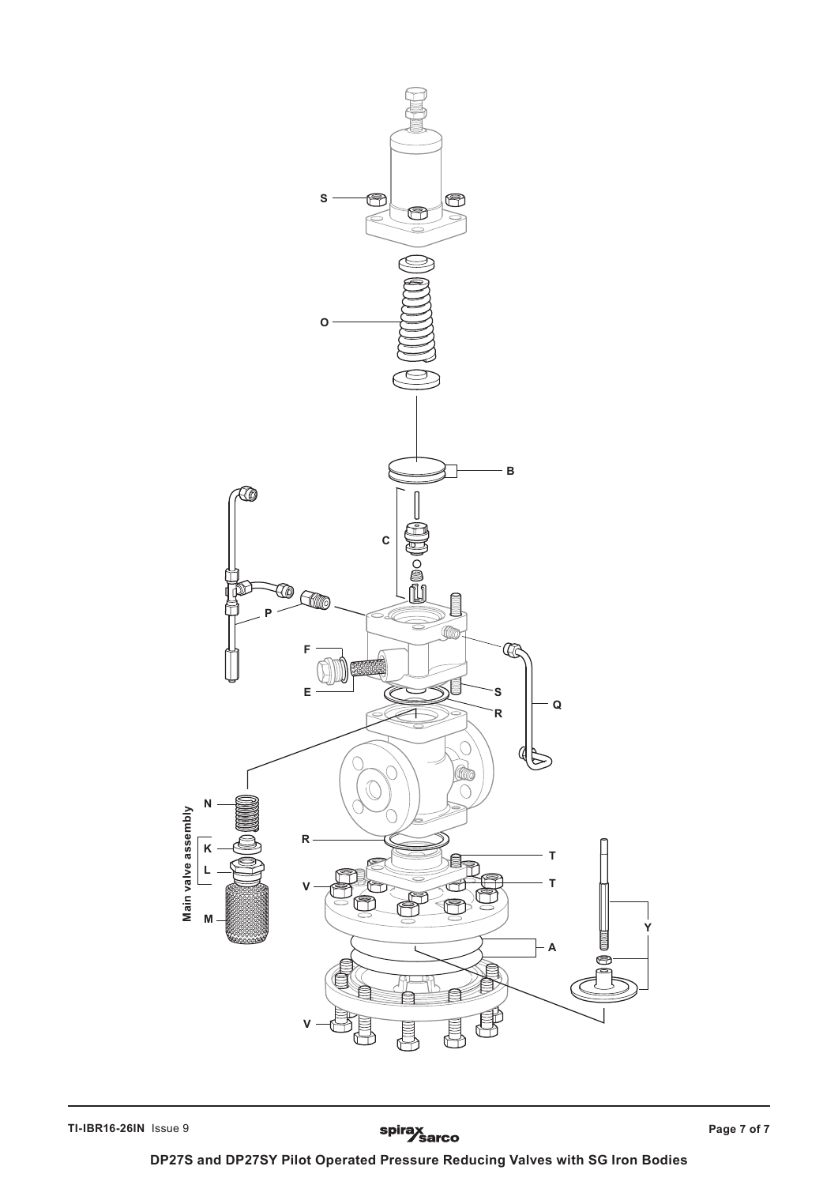S

O

B

C

P

F

E

S

R

Q

N

Main valve assembly

K

L

M

R

T

T

V

Y

A

V